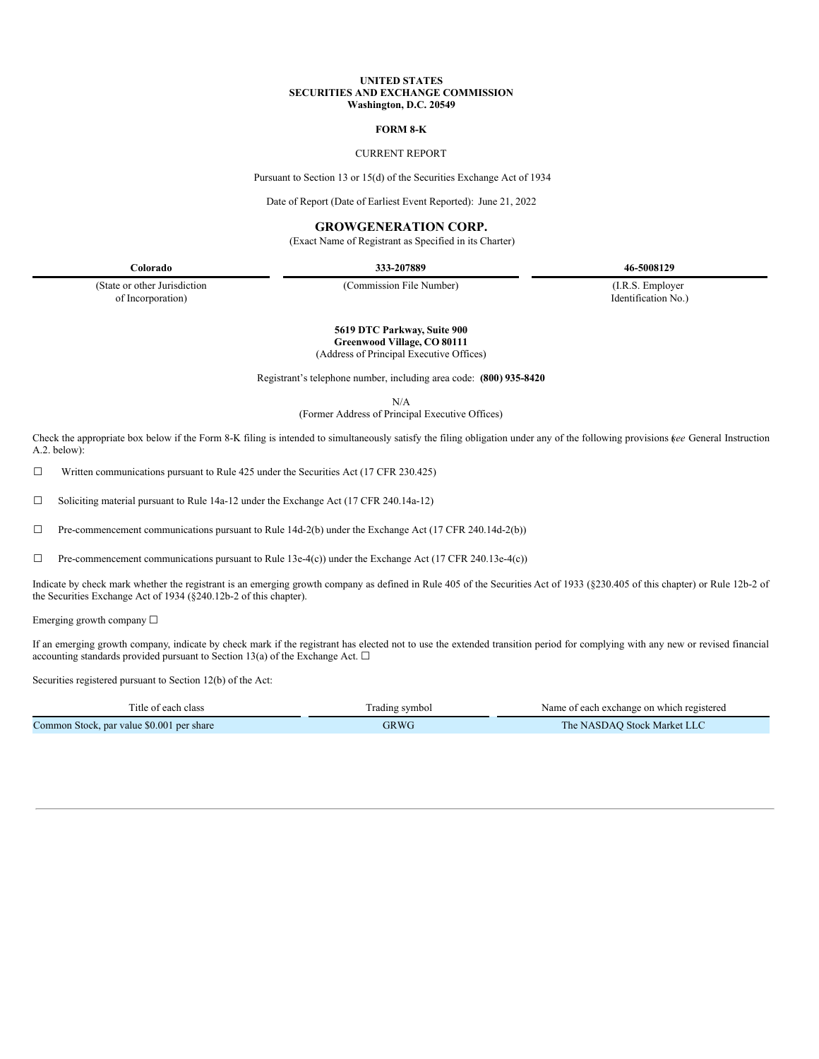**UNITED STATES**
**SECURITIES AND EXCHANGE COMMISSION**
**Washington, D.C. 20549**

**FORM 8-K**

CURRENT REPORT

Pursuant to Section 13 or 15(d) of the Securities Exchange Act of 1934

Date of Report (Date of Earliest Event Reported): June 21, 2022

# GROWGENERATION CORP.

(Exact Name of Registrant as Specified in its Charter)

| **Colorado** | **333-207889** | **46-5008129** |
|---|---|---|
| (State or other Jurisdiction of Incorporation) | (Commission File Number) | (I.R.S. Employer Identification No.) |

**5619 DTC Parkway, Suite 900**
**Greenwood Village, CO 80111**
(Address of Principal Executive Offices)

Registrant's telephone number, including area code: **(800) 935-8420**

N/A
(Former Address of Principal Executive Offices)

Check the appropriate box below if the Form 8-K filing is intended to simultaneously satisfy the filing obligation under any of the following provisions (*see* General Instruction A.2. below):

☐ Written communications pursuant to Rule 425 under the Securities Act (17 CFR 230.425)

☐ Soliciting material pursuant to Rule 14a-12 under the Exchange Act (17 CFR 240.14a-12)

☐ Pre-commencement communications pursuant to Rule 14d-2(b) under the Exchange Act (17 CFR 240.14d-2(b))

☐ Pre-commencement communications pursuant to Rule 13e-4(c)) under the Exchange Act (17 CFR 240.13e-4(c))

Indicate by check mark whether the registrant is an emerging growth company as defined in Rule 405 of the Securities Act of 1933 (§230.405 of this chapter) or Rule 12b-2 of the Securities Exchange Act of 1934 (§240.12b-2 of this chapter).

Emerging growth company ☐

If an emerging growth company, indicate by check mark if the registrant has elected not to use the extended transition period for complying with any new or revised financial accounting standards provided pursuant to Section 13(a) of the Exchange Act. ☐

Securities registered pursuant to Section 12(b) of the Act:

| Title of each class | Trading symbol | Name of each exchange on which registered |
|---|---|---|
| Common Stock, par value $0.001 per share | GRWG | The NASDAQ Stock Market LLC |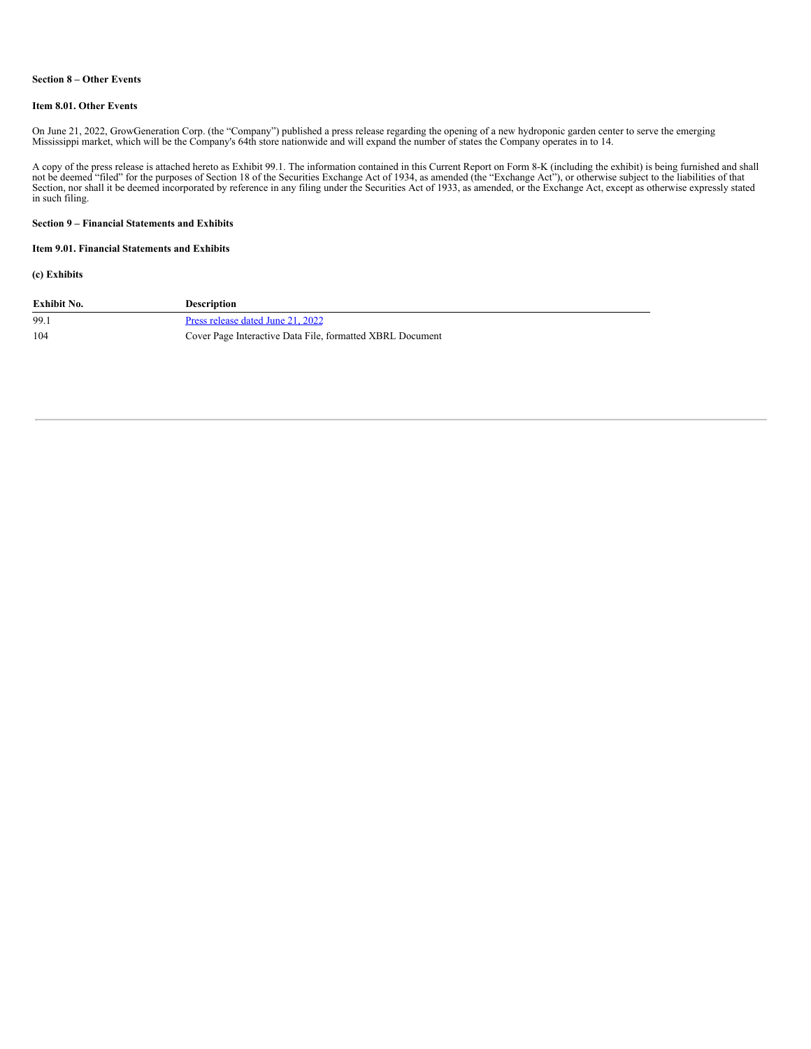**Section 8 – Other Events**

**Item 8.01. Other Events**

On June 21, 2022, GrowGeneration Corp. (the "Company") published a press release regarding the opening of a new hydroponic garden center to serve the emerging Mississippi market, which will be the Company's 64th store nationwide and will expand the number of states the Company operates in to 14.

A copy of the press release is attached hereto as Exhibit 99.1. The information contained in this Current Report on Form 8-K (including the exhibit) is being furnished and shall not be deemed "filed" for the purposes of Section 18 of the Securities Exchange Act of 1934, as amended (the "Exchange Act"), or otherwise subject to the liabilities of that Section, nor shall it be deemed incorporated by reference in any filing under the Securities Act of 1933, as amended, or the Exchange Act, except as otherwise expressly stated in such filing.

**Section 9 – Financial Statements and Exhibits**

**Item 9.01. Financial Statements and Exhibits**

**(c) Exhibits**

| Exhibit No. | Description |
|---|---|
| 99.1 | Press release dated June 21, 2022 |
| 104 | Cover Page Interactive Data File, formatted XBRL Document |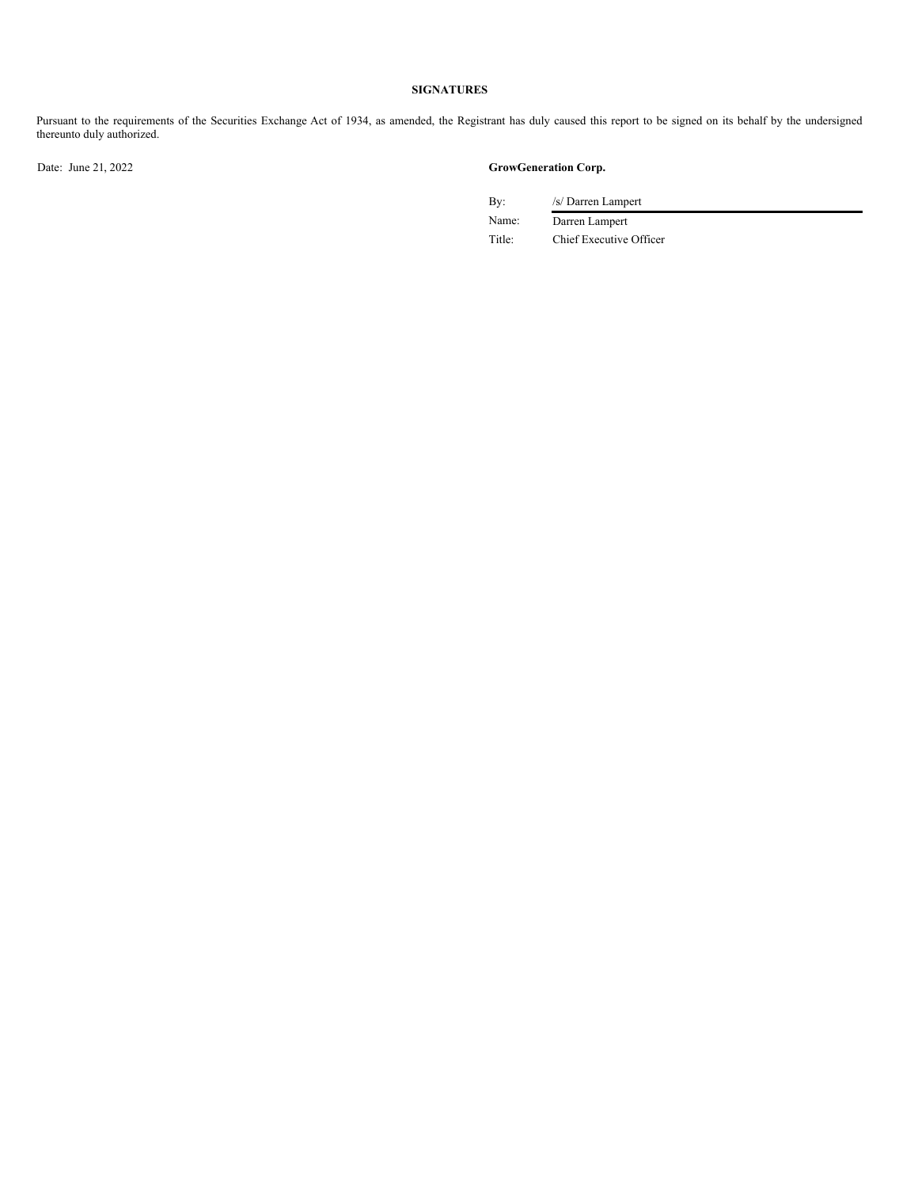**SIGNATURES**

Pursuant to the requirements of the Securities Exchange Act of 1934, as amended, the Registrant has duly caused this report to be signed on its behalf by the undersigned thereunto duly authorized.

Date: June 21, 2022

**GrowGeneration Corp.**

By: /s/ Darren Lampert
Name: Darren Lampert
Title: Chief Executive Officer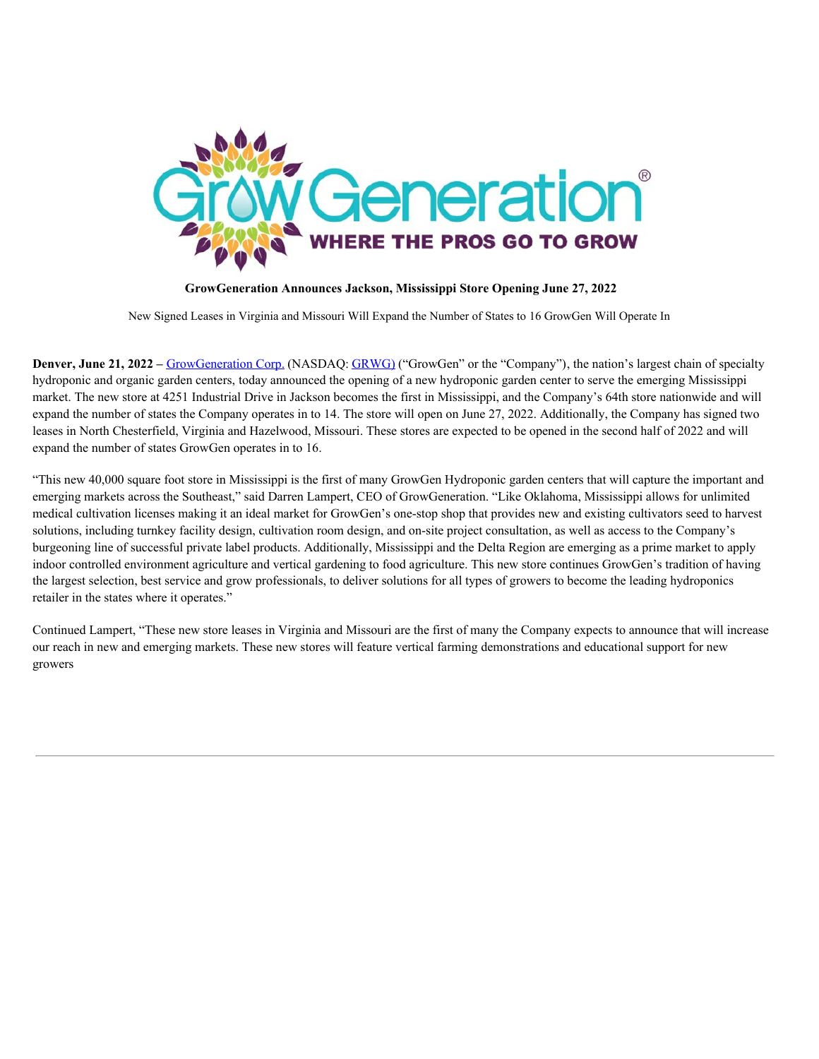**GrowGeneration Announces Jackson, Mississippi Store Opening June 27, 2022**

New Signed Leases in Virginia and Missouri Will Expand the Number of States to 16 GrowGen Will Operate In

**Denver, June 21, 2022 –** GrowGeneration Corp. (NASDAQ: GRWG) ("GrowGen" or the "Company"), the nation's largest chain of specialty hydroponic and organic garden centers, today announced the opening of a new hydroponic garden center to serve the emerging Mississippi market. The new store at 4251 Industrial Drive in Jackson becomes the first in Mississippi, and the Company's 64th store nationwide and will expand the number of states the Company operates in to 14. The store will open on June 27, 2022. Additionally, the Company has signed two leases in North Chesterfield, Virginia and Hazelwood, Missouri. These stores are expected to be opened in the second half of 2022 and will expand the number of states GrowGen operates in to 16.

"This new 40,000 square foot store in Mississippi is the first of many GrowGen Hydroponic garden centers that will capture the important and emerging markets across the Southeast," said Darren Lampert, CEO of GrowGeneration. "Like Oklahoma, Mississippi allows for unlimited medical cultivation licenses making it an ideal market for GrowGen's one-stop shop that provides new and existing cultivators seed to harvest solutions, including turnkey facility design, cultivation room design, and on-site project consultation, as well as access to the Company's burgeoning line of successful private label products. Additionally, Mississippi and the Delta Region are emerging as a prime market to apply indoor controlled environment agriculture and vertical gardening to food agriculture. This new store continues GrowGen's tradition of having the largest selection, best service and grow professionals, to deliver solutions for all types of growers to become the leading hydroponics retailer in the states where it operates."

Continued Lampert, "These new store leases in Virginia and Missouri are the first of many the Company expects to announce that will increase our reach in new and emerging markets. These new stores will feature vertical farming demonstrations and educational support for new growers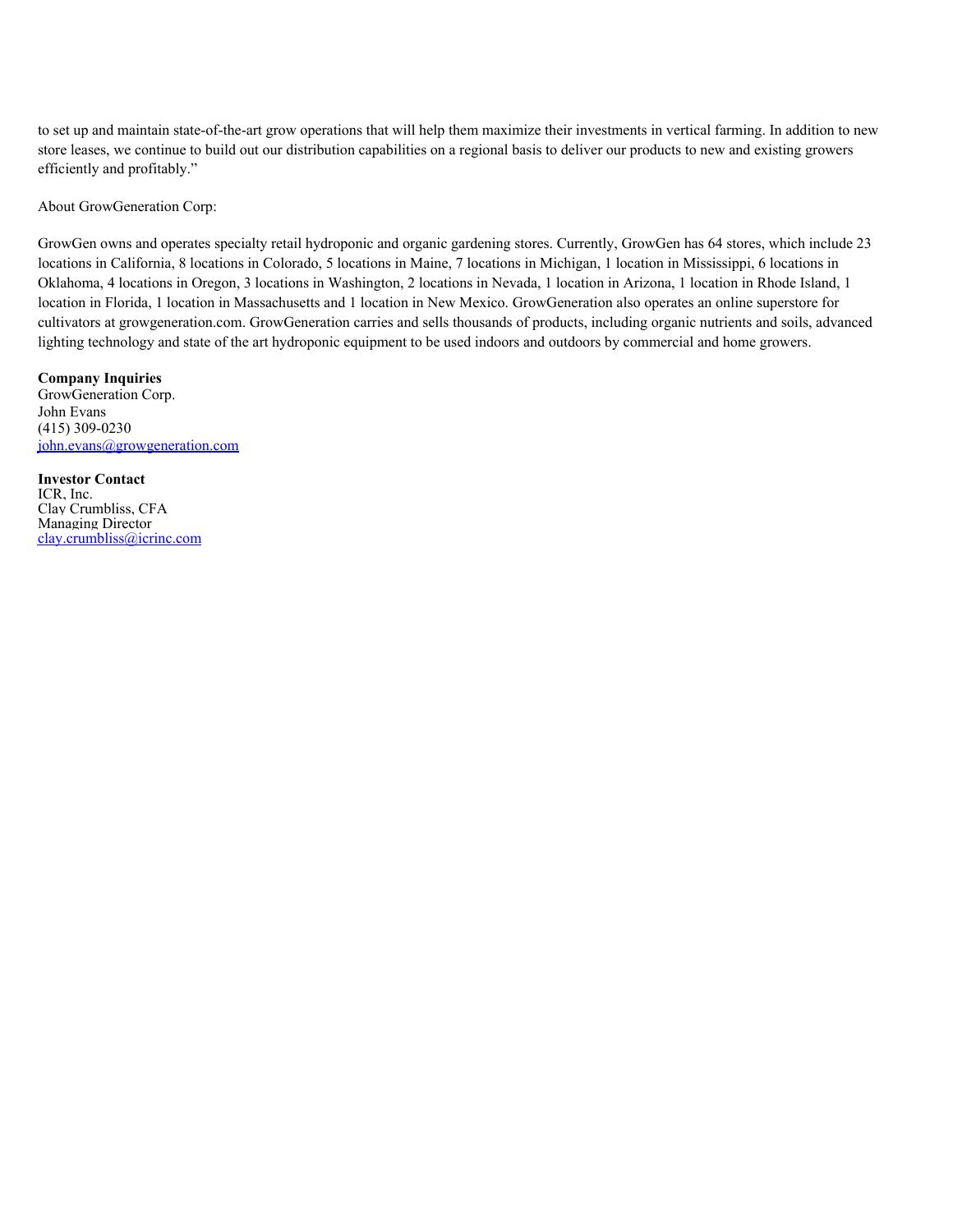to set up and maintain state-of-the-art grow operations that will help them maximize their investments in vertical farming. In addition to new store leases, we continue to build out our distribution capabilities on a regional basis to deliver our products to new and existing growers efficiently and profitably."

About GrowGeneration Corp:

GrowGen owns and operates specialty retail hydroponic and organic gardening stores. Currently, GrowGen has 64 stores, which include 23 locations in California, 8 locations in Colorado, 5 locations in Maine, 7 locations in Michigan, 1 location in Mississippi, 6 locations in Oklahoma, 4 locations in Oregon, 3 locations in Washington, 2 locations in Nevada, 1 location in Arizona, 1 location in Rhode Island, 1 location in Florida, 1 location in Massachusetts and 1 location in New Mexico. GrowGeneration also operates an online superstore for cultivators at growgeneration.com. GrowGeneration carries and sells thousands of products, including organic nutrients and soils, advanced lighting technology and state of the art hydroponic equipment to be used indoors and outdoors by commercial and home growers.

**Company Inquiries**
GrowGeneration Corp.
John Evans
(415) 309-0230
john.evans@growgeneration.com

**Investor Contact**
ICR, Inc.
Clay Crumbliss, CFA
Managing Director
clay.crumbliss@icrinc.com